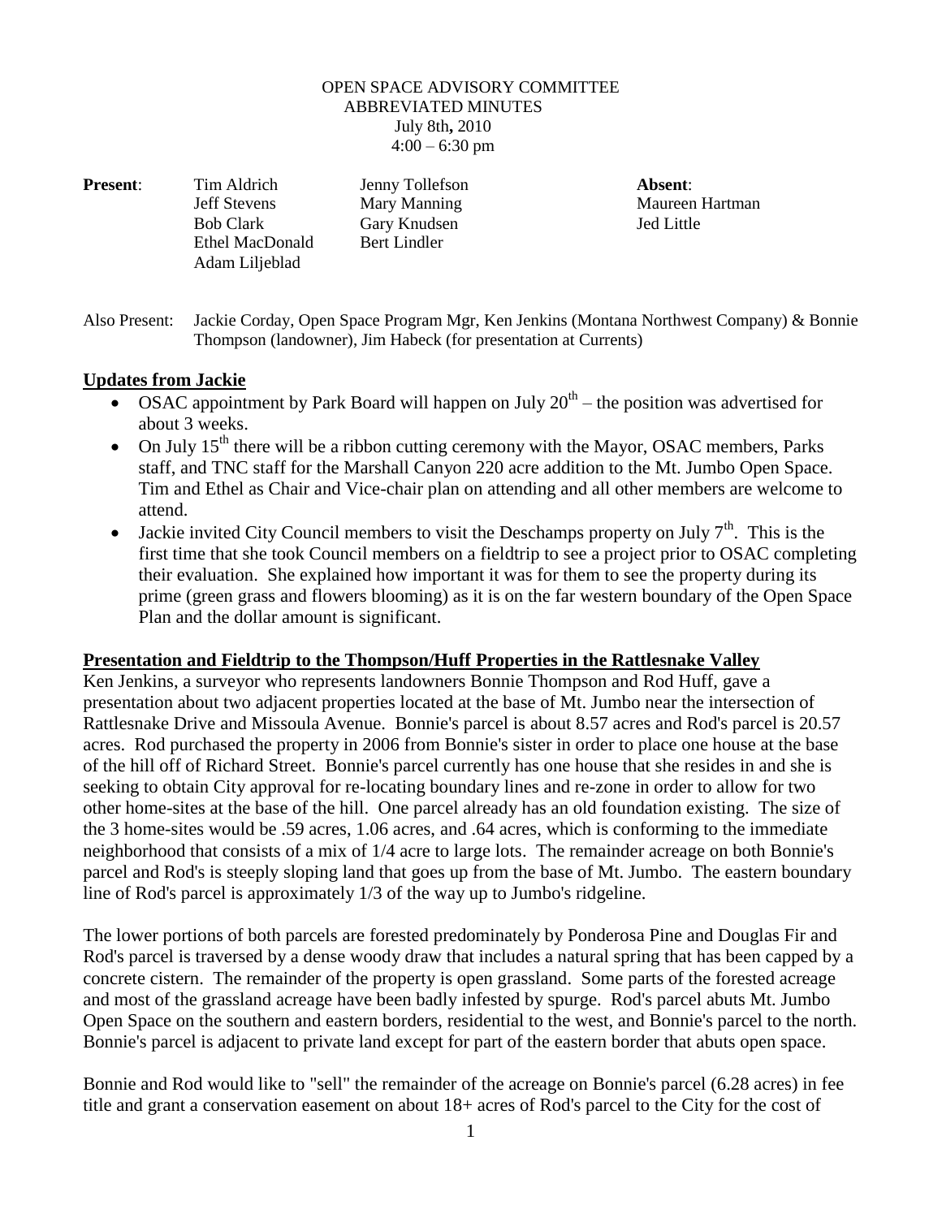OPEN SPACE ADVISORY COMMITTEE
ABBREVIATED MINUTES
July 8th**,** 2010
4:00 – 6:30 pm

| **Present**: | | | **Absent**: |
|---|---|---|---|
| | Tim Aldrich | Jenny Tollefson | |
| | Jeff Stevens | Mary Manning | Maureen Hartman |
| | Bob Clark | Gary Knudsen | Jed Little |
| | Ethel MacDonald | Bert Lindler | |
| | Adam Liljeblad | | |

Also Present: Jackie Corday, Open Space Program Mgr, Ken Jenkins (Montana Northwest Company) & Bonnie Thompson (landowner), Jim Habeck (for presentation at Currents)

## Updates from Jackie

- OSAC appointment by Park Board will happen on July 20th – the position was advertised for about 3 weeks.
- On July 15th there will be a ribbon cutting ceremony with the Mayor, OSAC members, Parks staff, and TNC staff for the Marshall Canyon 220 acre addition to the Mt. Jumbo Open Space. Tim and Ethel as Chair and Vice-chair plan on attending and all other members are welcome to attend.
- Jackie invited City Council members to visit the Deschamps property on July 7th. This is the first time that she took Council members on a fieldtrip to see a project prior to OSAC completing their evaluation. She explained how important it was for them to see the property during its prime (green grass and flowers blooming) as it is on the far western boundary of the Open Space Plan and the dollar amount is significant.

## Presentation and Fieldtrip to the Thompson/Huff Properties in the Rattlesnake Valley

Ken Jenkins, a surveyor who represents landowners Bonnie Thompson and Rod Huff, gave a presentation about two adjacent properties located at the base of Mt. Jumbo near the intersection of Rattlesnake Drive and Missoula Avenue. Bonnie's parcel is about 8.57 acres and Rod's parcel is 20.57 acres. Rod purchased the property in 2006 from Bonnie's sister in order to place one house at the base of the hill off of Richard Street. Bonnie's parcel currently has one house that she resides in and she is seeking to obtain City approval for re-locating boundary lines and re-zone in order to allow for two other home-sites at the base of the hill. One parcel already has an old foundation existing. The size of the 3 home-sites would be .59 acres, 1.06 acres, and .64 acres, which is conforming to the immediate neighborhood that consists of a mix of 1/4 acre to large lots. The remainder acreage on both Bonnie's parcel and Rod's is steeply sloping land that goes up from the base of Mt. Jumbo. The eastern boundary line of Rod's parcel is approximately 1/3 of the way up to Jumbo's ridgeline.

The lower portions of both parcels are forested predominately by Ponderosa Pine and Douglas Fir and Rod's parcel is traversed by a dense woody draw that includes a natural spring that has been capped by a concrete cistern. The remainder of the property is open grassland. Some parts of the forested acreage and most of the grassland acreage have been badly infested by spurge. Rod's parcel abuts Mt. Jumbo Open Space on the southern and eastern borders, residential to the west, and Bonnie's parcel to the north. Bonnie's parcel is adjacent to private land except for part of the eastern border that abuts open space.

Bonnie and Rod would like to "sell" the remainder of the acreage on Bonnie's parcel (6.28 acres) in fee title and grant a conservation easement on about 18+ acres of Rod's parcel to the City for the cost of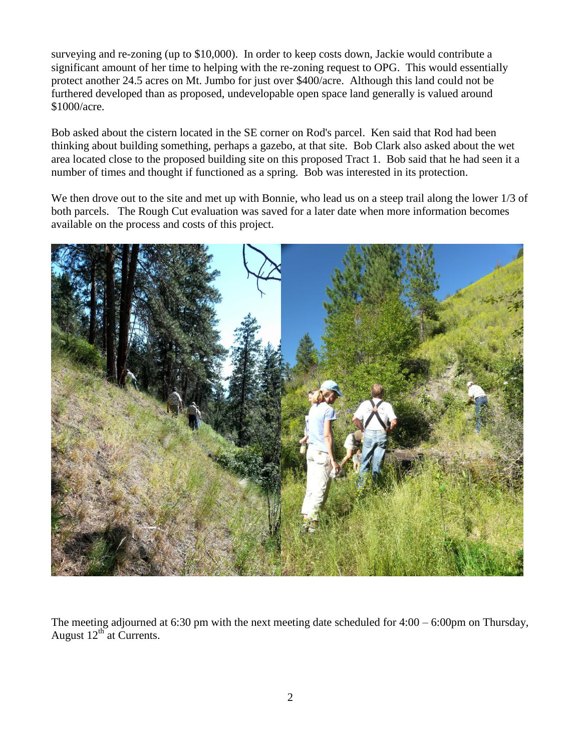surveying and re-zoning (up to $10,000). In order to keep costs down, Jackie would contribute a significant amount of her time to helping with the re-zoning request to OPG. This would essentially protect another 24.5 acres on Mt. Jumbo for just over $400/acre. Although this land could not be furthered developed than as proposed, undevelopable open space land generally is valued around $1000/acre.

Bob asked about the cistern located in the SE corner on Rod's parcel. Ken said that Rod had been thinking about building something, perhaps a gazebo, at that site. Bob Clark also asked about the wet area located close to the proposed building site on this proposed Tract 1. Bob said that he had seen it a number of times and thought if functioned as a spring. Bob was interested in its protection.

We then drove out to the site and met up with Bonnie, who lead us on a steep trail along the lower 1/3 of both parcels. The Rough Cut evaluation was saved for a later date when more information becomes available on the process and costs of this project.

The meeting adjourned at 6:30 pm with the next meeting date scheduled for 4:00 – 6:00pm on Thursday, August 12th at Currents.